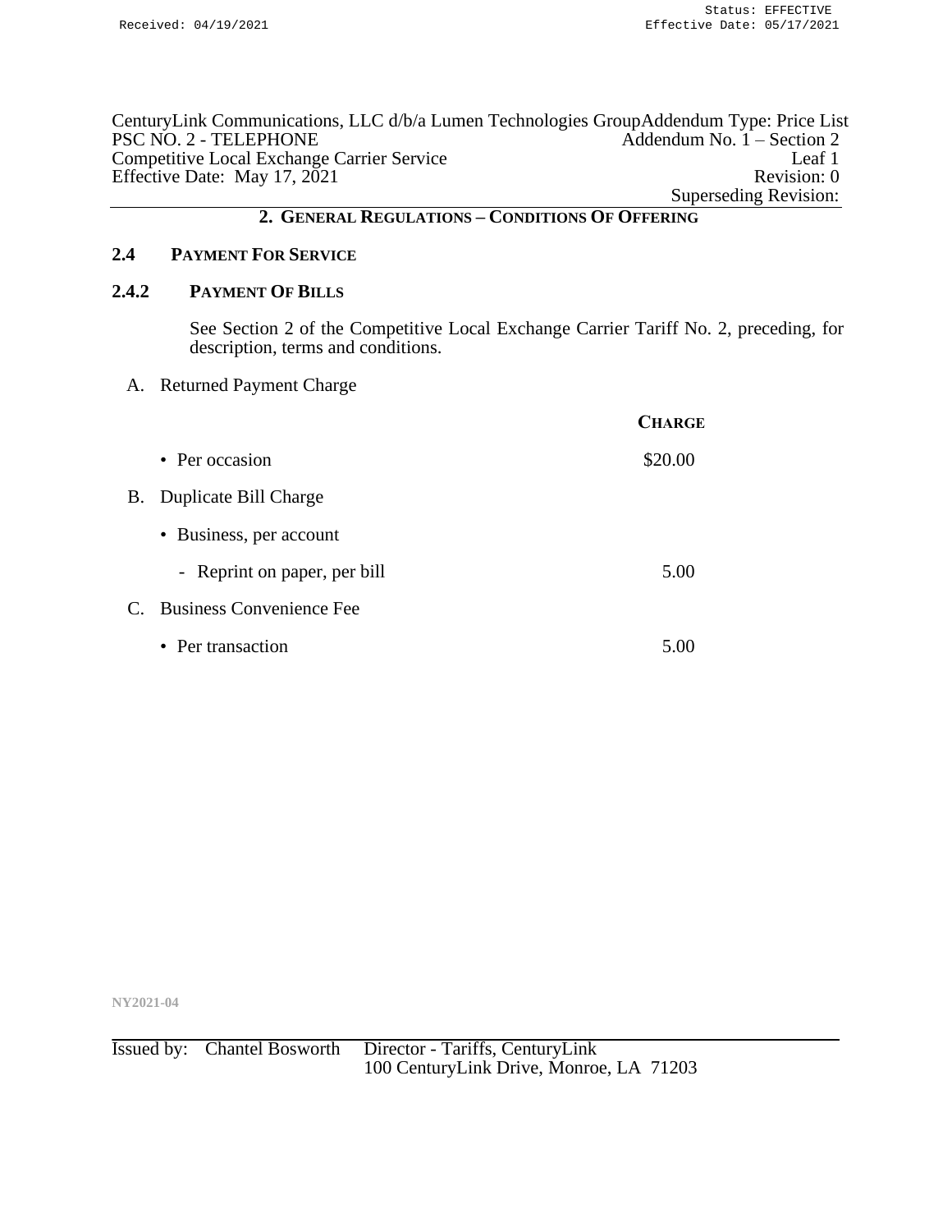CenturyLink Communications, LLC d/b/a Lumen Technologies Group
PSC NO. 2 - TELEPHONE
Competitive Local Exchange Carrier Service
Effective Date: May 17, 2021

Addendum Type: Price List
Addendum No. 1 – Section 2
Leaf 1
Revision: 0
Superseding Revision:

## 2. GENERAL REGULATIONS – CONDITIONS OF OFFERING

### 2.4 PAYMENT FOR SERVICE

### 2.4.2 PAYMENT OF BILLS

See Section 2 of the Competitive Local Exchange Carrier Tariff No. 2, preceding, for description, terms and conditions.

| | CHARGE |
|---|---|
| A. Returned Payment Charge | |
| • Per occasion | $20.00 |
| B. Duplicate Bill Charge | |
| • Business, per account | |
| - Reprint on paper, per bill | 5.00 |
| C. Business Convenience Fee | |
| • Per transaction | 5.00 |

NY2021-04

Issued by: Chantel Bosworth Director - Tariffs, CenturyLink
100 CenturyLink Drive, Monroe, LA 71203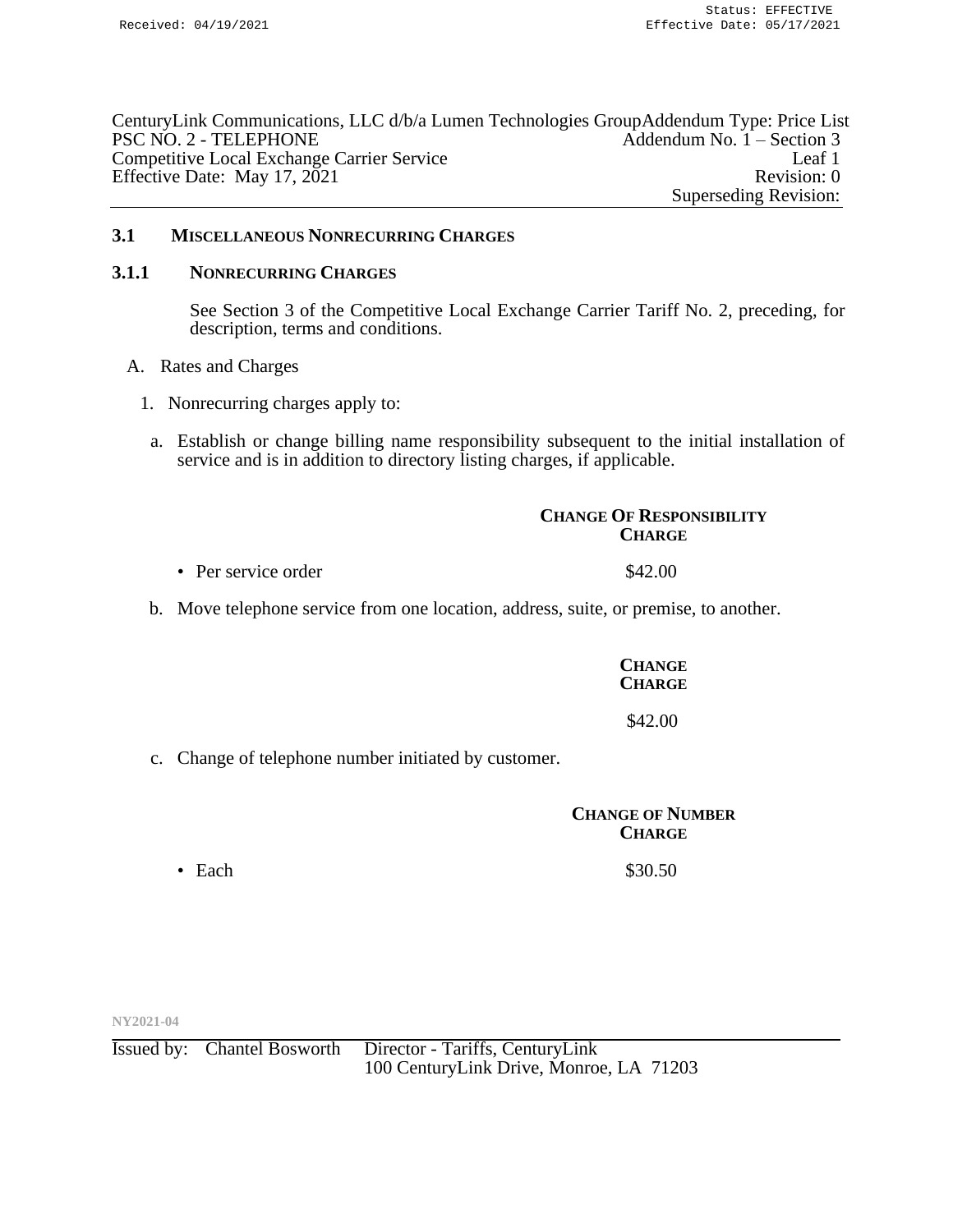CenturyLink Communications, LLC d/b/a Lumen Technologies Group
PSC NO. 2 - TELEPHONE
Competitive Local Exchange Carrier Service
Effective Date: May 17, 2021

Addendum Type: Price List
Addendum No. 1 – Section 3
Leaf 1
Revision: 0
Superseding Revision:

## 3.1 MISCELLANEOUS NONRECURRING CHARGES

### 3.1.1 NONRECURRING CHARGES

See Section 3 of the Competitive Local Exchange Carrier Tariff No. 2, preceding, for description, terms and conditions.

A. Rates and Charges

1. Nonrecurring charges apply to:

a. Establish or change billing name responsibility subsequent to the initial installation of service and is in addition to directory listing charges, if applicable.

| | **CHANGE OF RESPONSIBILITY CHARGE** |
|---|---|
| • Per service order | $42.00 |

b. Move telephone service from one location, address, suite, or premise, to another.

| | **CHANGE CHARGE** |
|---|---|
| | $42.00 |

c. Change of telephone number initiated by customer.

| | **CHANGE OF NUMBER CHARGE** |
|---|---|
| • Each | $30.50 |

NY2021-04

Issued by: Chantel Bosworth Director - Tariffs, CenturyLink
100 CenturyLink Drive, Monroe, LA 71203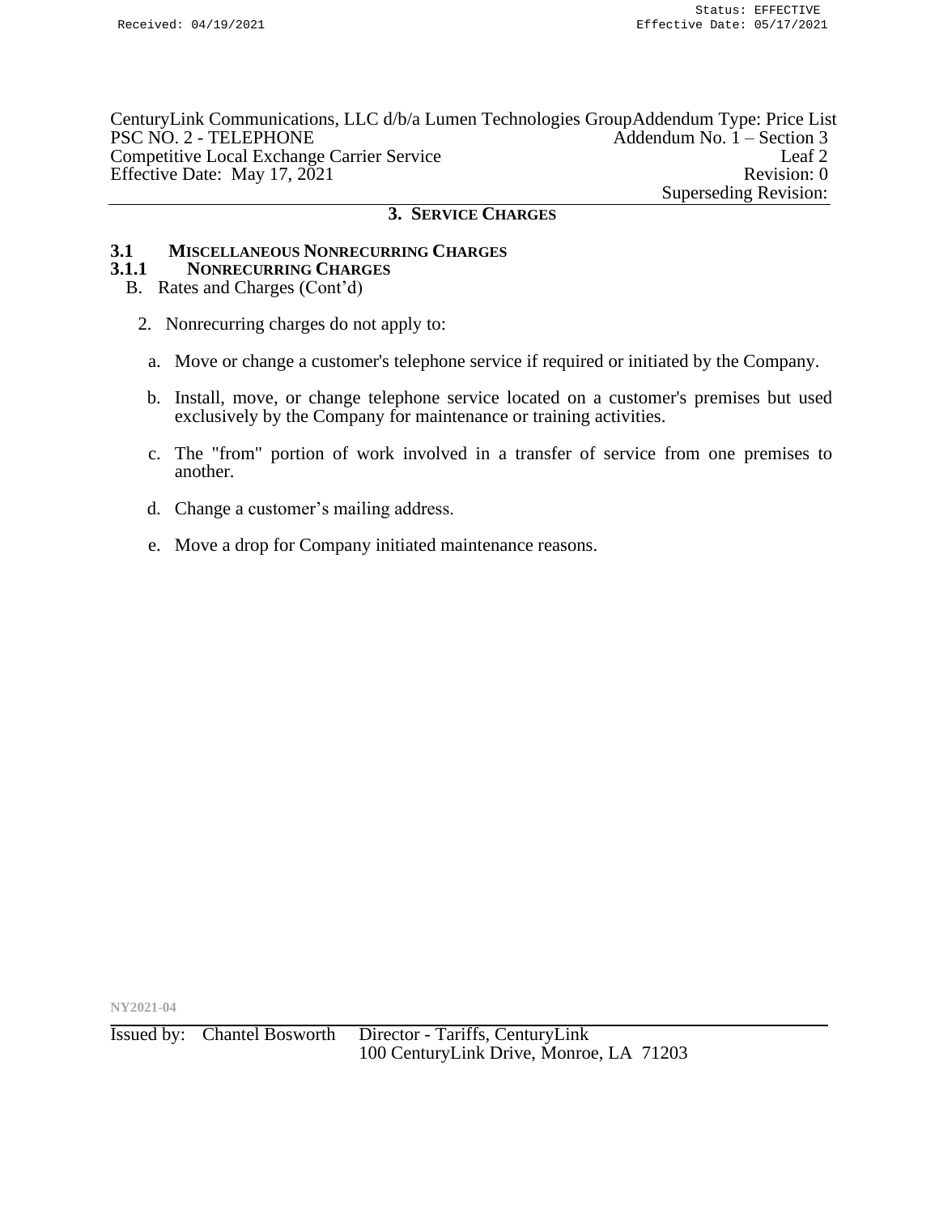## 3. SERVICE CHARGES

### 3.1 MISCELLANEOUS NONRECURRING CHARGES

#### 3.1.1 NONRECURRING CHARGES

B. Rates and Charges (Cont'd)

2. Nonrecurring charges do not apply to:

   a. Move or change a customer's telephone service if required or initiated by the Company.

   b. Install, move, or change telephone service located on a customer's premises but used exclusively by the Company for maintenance or training activities.

   c. The "from" portion of work involved in a transfer of service from one premises to another.

   d. Change a customer's mailing address.

   e. Move a drop for Company initiated maintenance reasons.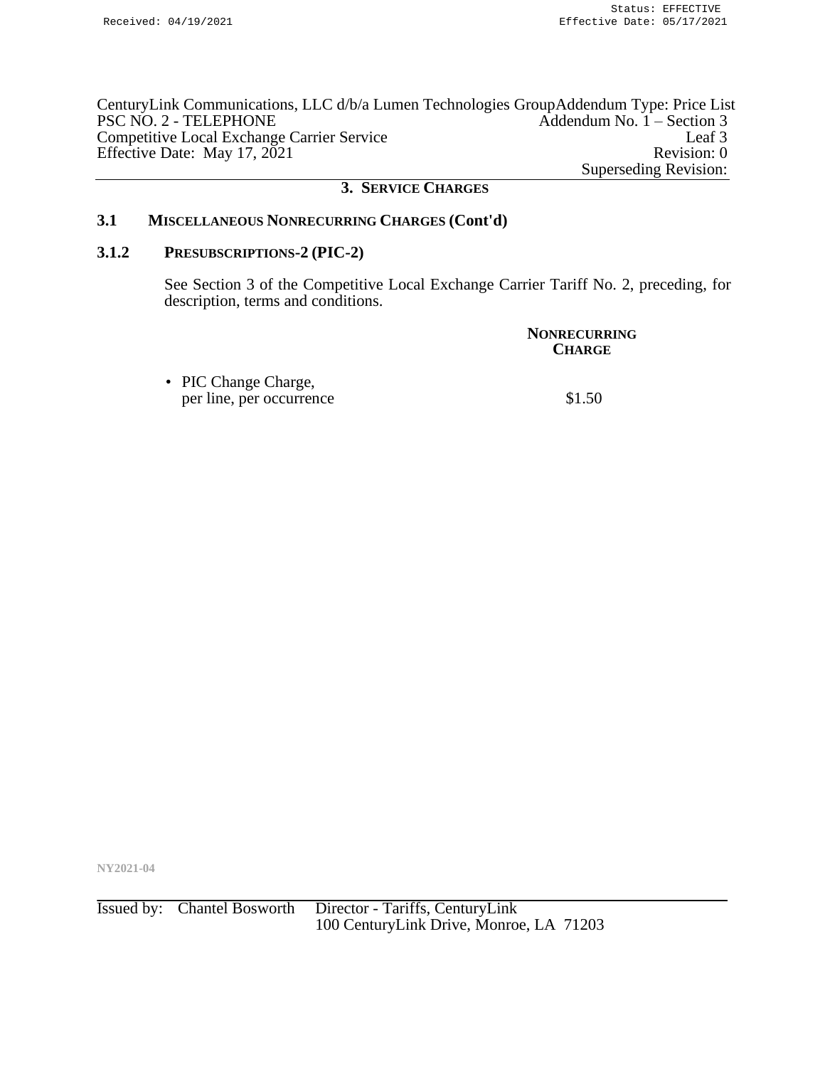## 3. SERVICE CHARGES

### 3.1 MISCELLANEOUS NONRECURRING CHARGES (Cont'd)

### 3.1.2 PRESUBSCRIPTIONS-2 (PIC-2)

See Section 3 of the Competitive Local Exchange Carrier Tariff No. 2, preceding, for description, terms and conditions.

| | NONRECURRING CHARGE |
|---|---|
| • PIC Change Charge, per line, per occurrence | $1.50 |

NY2021-04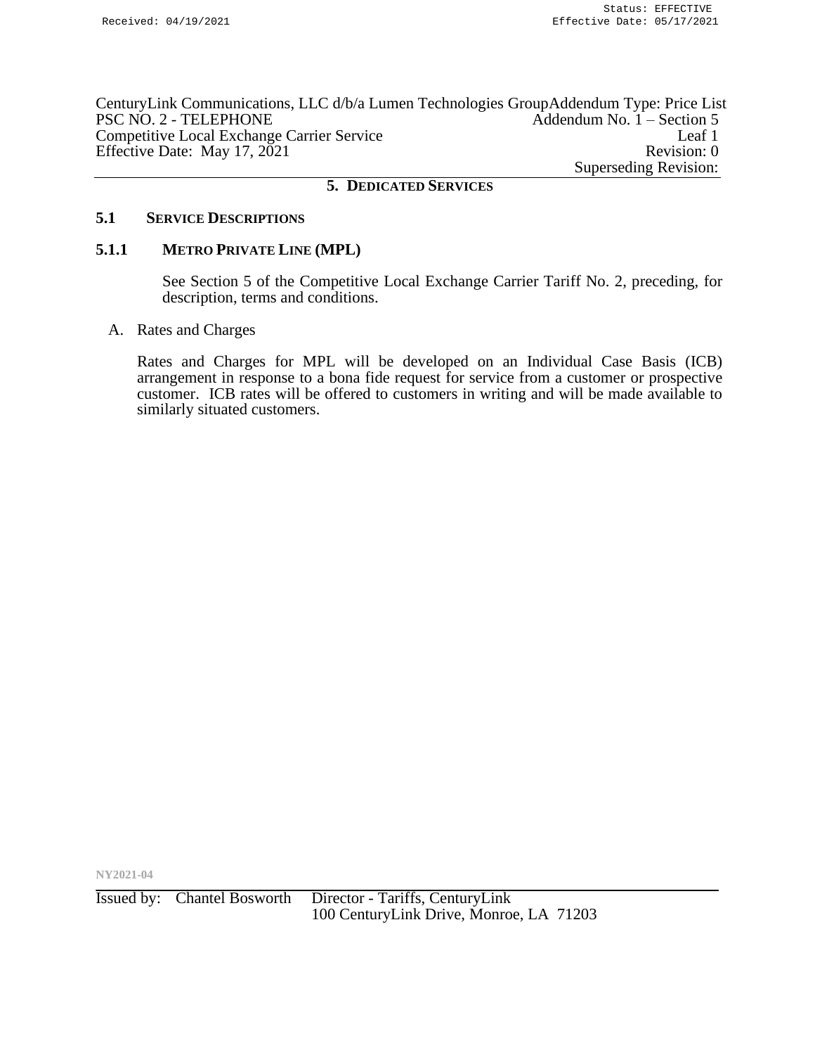# 5. DEDICATED SERVICES

## 5.1 SERVICE DESCRIPTIONS

### 5.1.1 METRO PRIVATE LINE (MPL)

See Section 5 of the Competitive Local Exchange Carrier Tariff No. 2, preceding, for description, terms and conditions.

A. Rates and Charges

Rates and Charges for MPL will be developed on an Individual Case Basis (ICB) arrangement in response to a bona fide request for service from a customer or prospective customer. ICB rates will be offered to customers in writing and will be made available to similarly situated customers.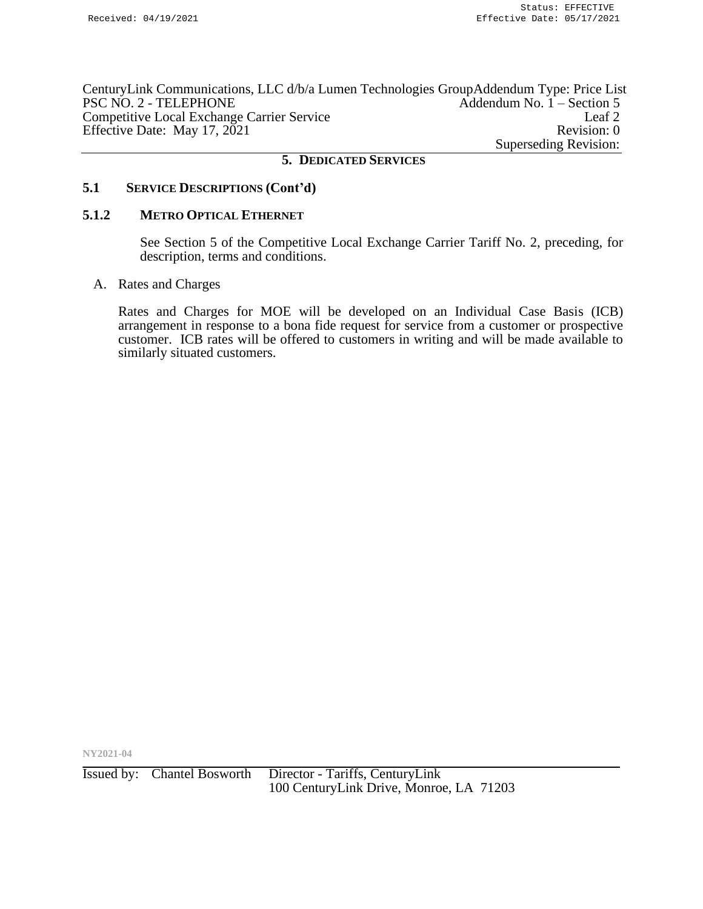## 5. DEDICATED SERVICES

### 5.1 SERVICE DESCRIPTIONS (Cont'd)

### 5.1.2 METRO OPTICAL ETHERNET

See Section 5 of the Competitive Local Exchange Carrier Tariff No. 2, preceding, for description, terms and conditions.

A. Rates and Charges

Rates and Charges for MOE will be developed on an Individual Case Basis (ICB) arrangement in response to a bona fide request for service from a customer or prospective customer. ICB rates will be offered to customers in writing and will be made available to similarly situated customers.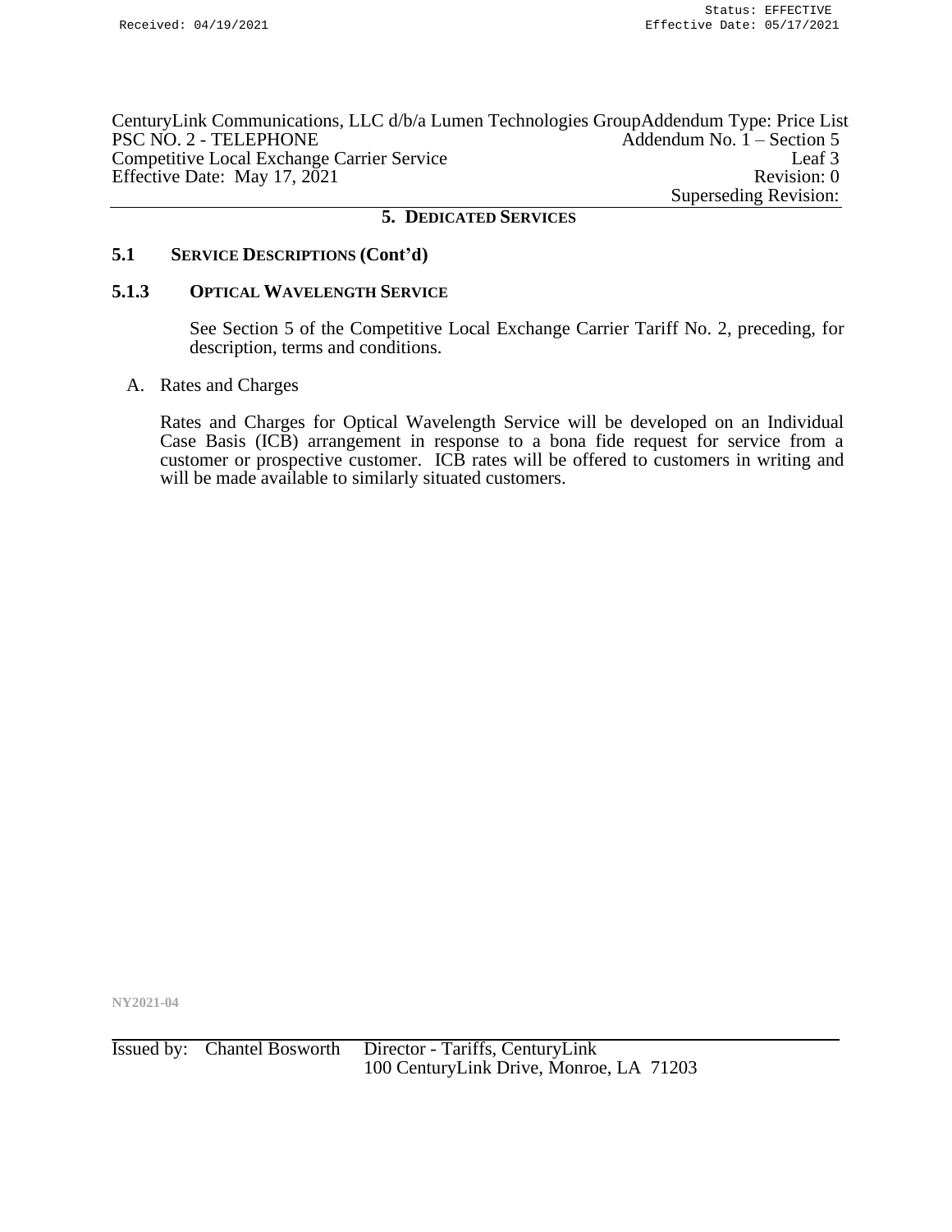## 5. DEDICATED SERVICES

### 5.1 SERVICE DESCRIPTIONS (Cont'd)

### 5.1.3 OPTICAL WAVELENGTH SERVICE

See Section 5 of the Competitive Local Exchange Carrier Tariff No. 2, preceding, for description, terms and conditions.

A. Rates and Charges

Rates and Charges for Optical Wavelength Service will be developed on an Individual Case Basis (ICB) arrangement in response to a bona fide request for service from a customer or prospective customer. ICB rates will be offered to customers in writing and will be made available to similarly situated customers.

NY2021-04